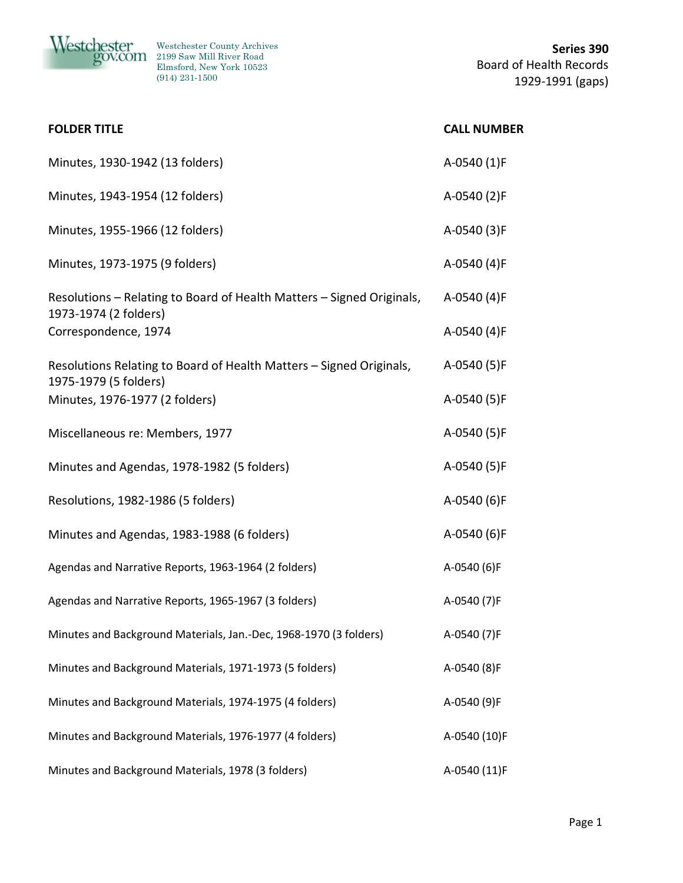Westchester County Archives
2199 Saw Mill River Road
Elmsford, New York 10523
(914) 231-1500

**Series 390**
Board of Health Records
1929-1991 (gaps)

| FOLDER TITLE | CALL NUMBER |
|---|---|
| Minutes, 1930-1942 (13 folders) | A-0540 (1)F |
| Minutes, 1943-1954 (12 folders) | A-0540 (2)F |
| Minutes, 1955-1966 (12 folders) | A-0540 (3)F |
| Minutes, 1973-1975 (9 folders) | A-0540 (4)F |
| Resolutions – Relating to Board of Health Matters – Signed Originals, 1973-1974 (2 folders) | A-0540 (4)F |
| Correspondence, 1974 | A-0540 (4)F |
| Resolutions Relating to Board of Health Matters – Signed Originals, 1975-1979 (5 folders) | A-0540 (5)F |
| Minutes, 1976-1977 (2 folders) | A-0540 (5)F |
| Miscellaneous re: Members, 1977 | A-0540 (5)F |
| Minutes and Agendas, 1978-1982 (5 folders) | A-0540 (5)F |
| Resolutions, 1982-1986 (5 folders) | A-0540 (6)F |
| Minutes and Agendas, 1983-1988 (6 folders) | A-0540 (6)F |
| Agendas and Narrative Reports, 1963-1964 (2 folders) | A-0540 (6)F |
| Agendas and Narrative Reports, 1965-1967 (3 folders) | A-0540 (7)F |
| Minutes and Background Materials, Jan.-Dec, 1968-1970 (3 folders) | A-0540 (7)F |
| Minutes and Background Materials, 1971-1973 (5 folders) | A-0540 (8)F |
| Minutes and Background Materials, 1974-1975 (4 folders) | A-0540 (9)F |
| Minutes and Background Materials, 1976-1977 (4 folders) | A-0540 (10)F |
| Minutes and Background Materials, 1978 (3 folders) | A-0540 (11)F |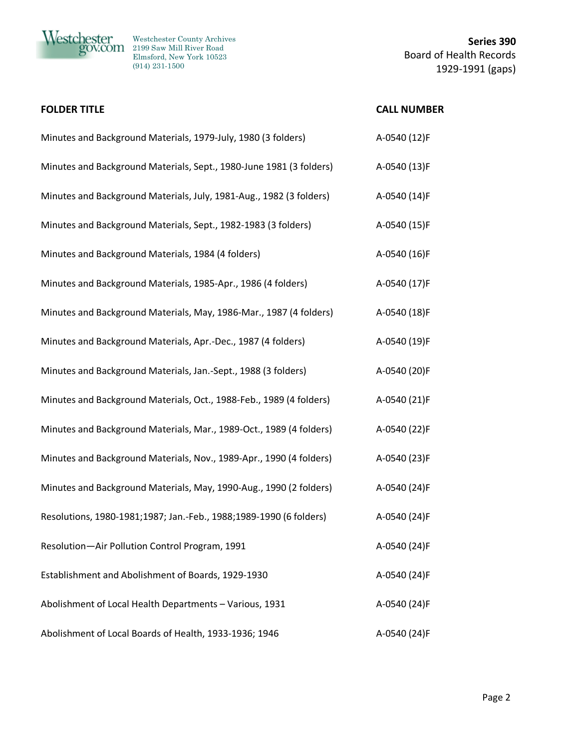| FOLDER TITLE | CALL NUMBER |
|---|---|
| Minutes and Background Materials, 1979-July, 1980 (3 folders) | A-0540 (12)F |
| Minutes and Background Materials, Sept., 1980-June 1981 (3 folders) | A-0540 (13)F |
| Minutes and Background Materials, July, 1981-Aug., 1982 (3 folders) | A-0540 (14)F |
| Minutes and Background Materials, Sept., 1982-1983 (3 folders) | A-0540 (15)F |
| Minutes and Background Materials, 1984 (4 folders) | A-0540 (16)F |
| Minutes and Background Materials, 1985-Apr., 1986 (4 folders) | A-0540 (17)F |
| Minutes and Background Materials, May, 1986-Mar., 1987 (4 folders) | A-0540 (18)F |
| Minutes and Background Materials, Apr.-Dec., 1987 (4 folders) | A-0540 (19)F |
| Minutes and Background Materials, Jan.-Sept., 1988 (3 folders) | A-0540 (20)F |
| Minutes and Background Materials, Oct., 1988-Feb., 1989 (4 folders) | A-0540 (21)F |
| Minutes and Background Materials, Mar., 1989-Oct., 1989 (4 folders) | A-0540 (22)F |
| Minutes and Background Materials, Nov., 1989-Apr., 1990 (4 folders) | A-0540 (23)F |
| Minutes and Background Materials, May, 1990-Aug., 1990 (2 folders) | A-0540 (24)F |
| Resolutions, 1980-1981;1987; Jan.-Feb., 1988;1989-1990 (6 folders) | A-0540 (24)F |
| Resolution—Air Pollution Control Program, 1991 | A-0540 (24)F |
| Establishment and Abolishment of Boards, 1929-1930 | A-0540 (24)F |
| Abolishment of Local Health Departments – Various, 1931 | A-0540 (24)F |
| Abolishment of Local Boards of Health, 1933-1936; 1946 | A-0540 (24)F |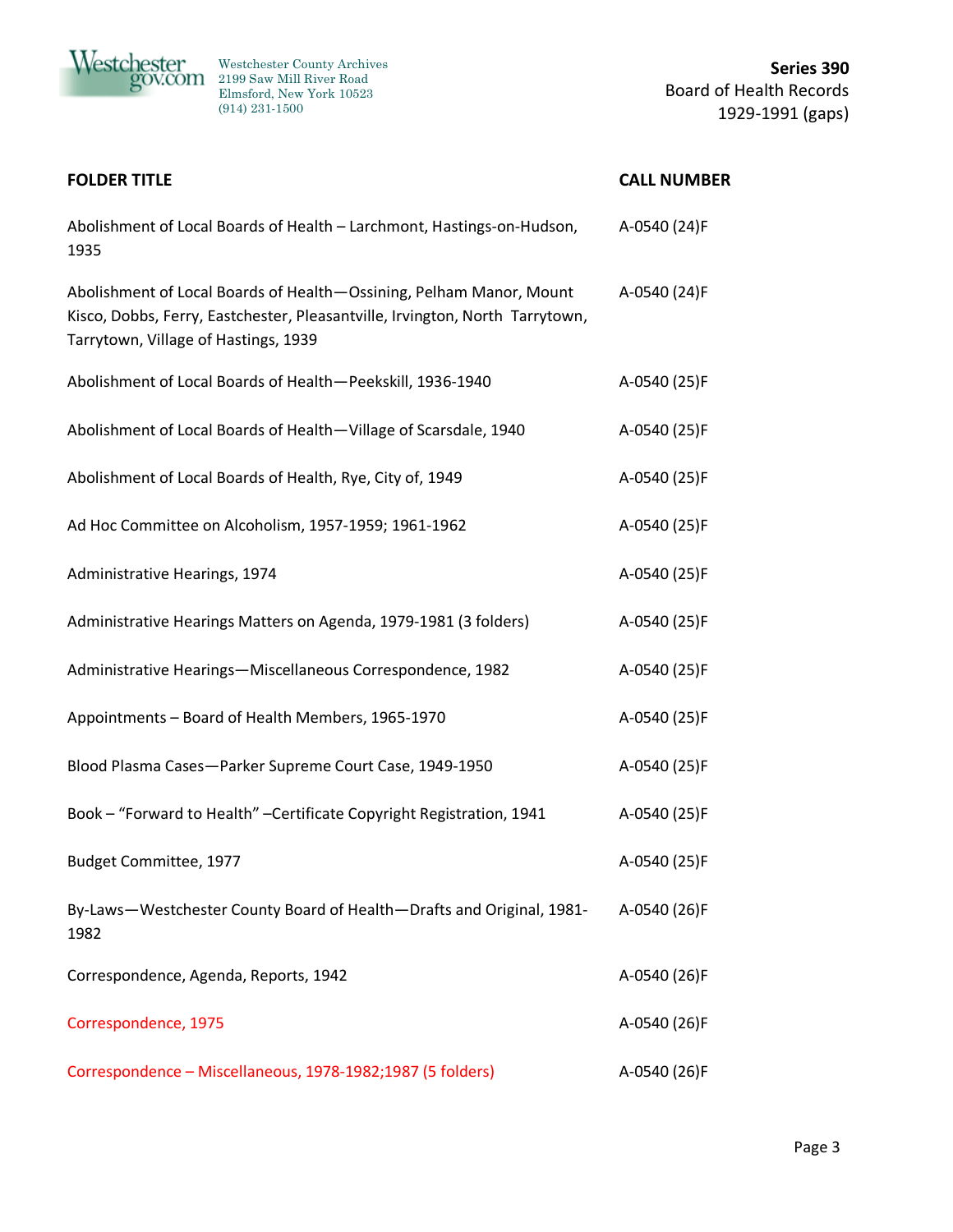| FOLDER TITLE | CALL NUMBER |
|---|---|
| Abolishment of Local Boards of Health – Larchmont, Hastings-on-Hudson, 1935 | A-0540 (24)F |
| Abolishment of Local Boards of Health—Ossining, Pelham Manor, Mount Kisco, Dobbs, Ferry, Eastchester, Pleasantville, Irvington, North Tarrytown, Tarrytown, Village of Hastings, 1939 | A-0540 (24)F |
| Abolishment of Local Boards of Health—Peekskill, 1936-1940 | A-0540 (25)F |
| Abolishment of Local Boards of Health—Village of Scarsdale, 1940 | A-0540 (25)F |
| Abolishment of Local Boards of Health, Rye, City of, 1949 | A-0540 (25)F |
| Ad Hoc Committee on Alcoholism, 1957-1959; 1961-1962 | A-0540 (25)F |
| Administrative Hearings, 1974 | A-0540 (25)F |
| Administrative Hearings Matters on Agenda, 1979-1981 (3 folders) | A-0540 (25)F |
| Administrative Hearings—Miscellaneous Correspondence, 1982 | A-0540 (25)F |
| Appointments – Board of Health Members, 1965-1970 | A-0540 (25)F |
| Blood Plasma Cases—Parker Supreme Court Case, 1949-1950 | A-0540 (25)F |
| Book – "Forward to Health" –Certificate Copyright Registration, 1941 | A-0540 (25)F |
| Budget Committee, 1977 | A-0540 (25)F |
| By-Laws—Westchester County Board of Health—Drafts and Original, 1981-1982 | A-0540 (26)F |
| Correspondence, Agenda, Reports, 1942 | A-0540 (26)F |
| Correspondence, 1975 | A-0540 (26)F |
| Correspondence – Miscellaneous, 1978-1982;1987 (5 folders) | A-0540 (26)F |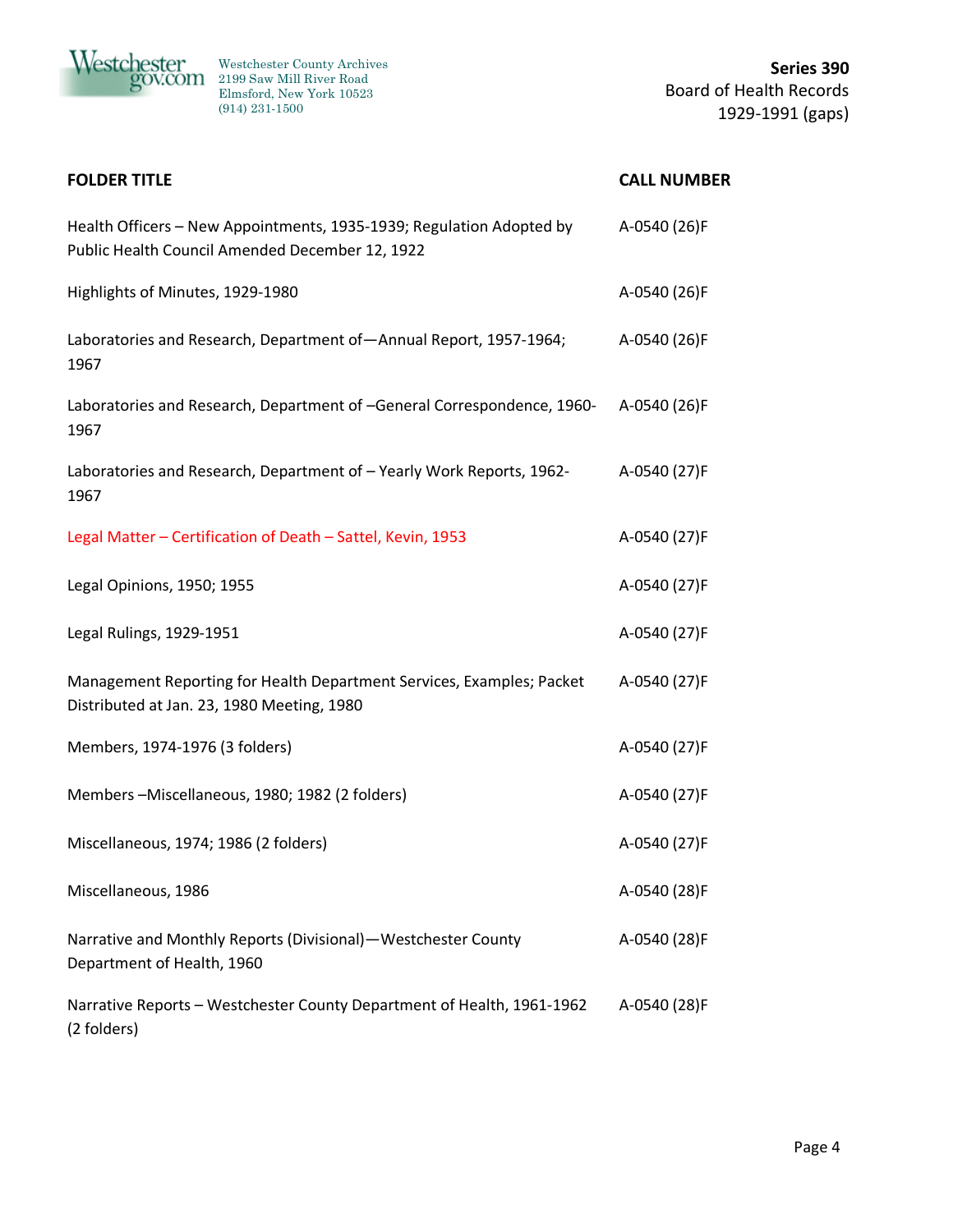| FOLDER TITLE | CALL NUMBER |
|---|---|
| Health Officers – New Appointments, 1935-1939; Regulation Adopted by Public Health Council Amended December 12, 1922 | A-0540 (26)F |
| Highlights of Minutes, 1929-1980 | A-0540 (26)F |
| Laboratories and Research, Department of—Annual Report, 1957-1964; 1967 | A-0540 (26)F |
| Laboratories and Research, Department of –General Correspondence, 1960-1967 | A-0540 (26)F |
| Laboratories and Research, Department of – Yearly Work Reports, 1962-1967 | A-0540 (27)F |
| Legal Matter – Certification of Death – Sattel, Kevin, 1953 | A-0540 (27)F |
| Legal Opinions, 1950; 1955 | A-0540 (27)F |
| Legal Rulings, 1929-1951 | A-0540 (27)F |
| Management Reporting for Health Department Services, Examples; Packet Distributed at Jan. 23, 1980 Meeting, 1980 | A-0540 (27)F |
| Members, 1974-1976 (3 folders) | A-0540 (27)F |
| Members –Miscellaneous, 1980; 1982 (2 folders) | A-0540 (27)F |
| Miscellaneous, 1974; 1986 (2 folders) | A-0540 (27)F |
| Miscellaneous, 1986 | A-0540 (28)F |
| Narrative and Monthly Reports (Divisional)—Westchester County Department of Health, 1960 | A-0540 (28)F |
| Narrative Reports – Westchester County Department of Health, 1961-1962 (2 folders) | A-0540 (28)F |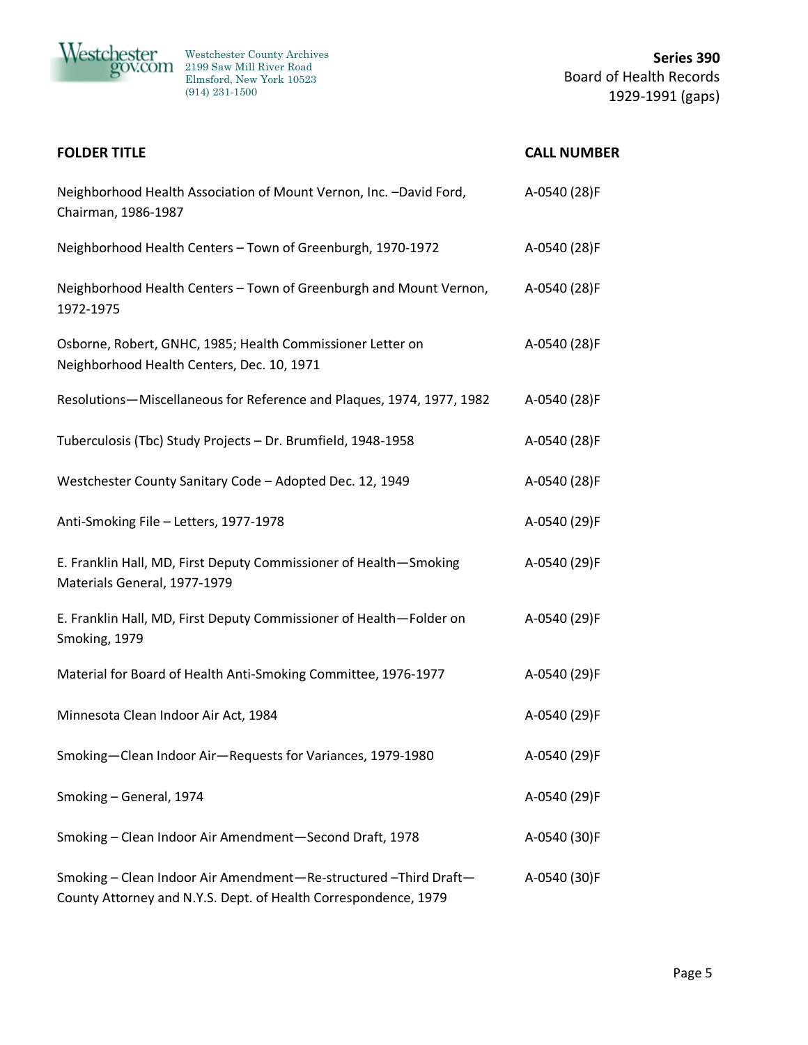| FOLDER TITLE | CALL NUMBER |
| --- | --- |
| Neighborhood Health Association of Mount Vernon, Inc. –David Ford, Chairman, 1986-1987 | A-0540 (28)F |
| Neighborhood Health Centers – Town of Greenburgh, 1970-1972 | A-0540 (28)F |
| Neighborhood Health Centers – Town of Greenburgh and Mount Vernon, 1972-1975 | A-0540 (28)F |
| Osborne, Robert, GNHC, 1985; Health Commissioner Letter on Neighborhood Health Centers, Dec. 10, 1971 | A-0540 (28)F |
| Resolutions—Miscellaneous for Reference and Plaques, 1974, 1977, 1982 | A-0540 (28)F |
| Tuberculosis (Tbc) Study Projects – Dr. Brumfield, 1948-1958 | A-0540 (28)F |
| Westchester County Sanitary Code – Adopted Dec. 12, 1949 | A-0540 (28)F |
| Anti-Smoking File – Letters, 1977-1978 | A-0540 (29)F |
| E. Franklin Hall, MD, First Deputy Commissioner of Health—Smoking Materials General, 1977-1979 | A-0540 (29)F |
| E. Franklin Hall, MD, First Deputy Commissioner of Health—Folder on Smoking, 1979 | A-0540 (29)F |
| Material for Board of Health Anti-Smoking Committee, 1976-1977 | A-0540 (29)F |
| Minnesota Clean Indoor Air Act, 1984 | A-0540 (29)F |
| Smoking—Clean Indoor Air—Requests for Variances, 1979-1980 | A-0540 (29)F |
| Smoking – General, 1974 | A-0540 (29)F |
| Smoking – Clean Indoor Air Amendment—Second Draft, 1978 | A-0540 (30)F |
| Smoking – Clean Indoor Air Amendment—Re-structured –Third Draft—County Attorney and N.Y.S. Dept. of Health Correspondence, 1979 | A-0540 (30)F |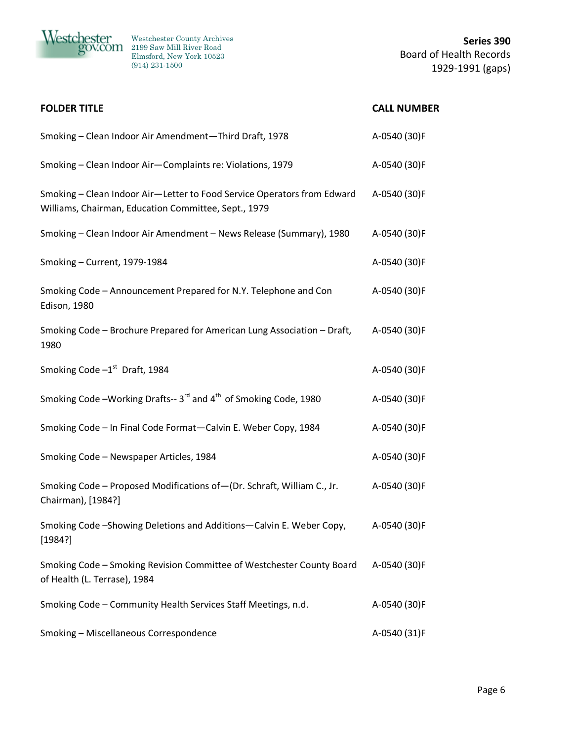| FOLDER TITLE | CALL NUMBER |
| --- | --- |
| Smoking – Clean Indoor Air Amendment—Third Draft, 1978 | A-0540 (30)F |
| Smoking – Clean Indoor Air—Complaints re: Violations, 1979 | A-0540 (30)F |
| Smoking – Clean Indoor Air—Letter to Food Service Operators from Edward Williams, Chairman, Education Committee, Sept., 1979 | A-0540 (30)F |
| Smoking – Clean Indoor Air Amendment – News Release (Summary), 1980 | A-0540 (30)F |
| Smoking – Current, 1979-1984 | A-0540 (30)F |
| Smoking Code – Announcement Prepared for N.Y. Telephone and Con Edison, 1980 | A-0540 (30)F |
| Smoking Code – Brochure Prepared for American Lung Association – Draft, 1980 | A-0540 (30)F |
| Smoking Code –1st Draft, 1984 | A-0540 (30)F |
| Smoking Code –Working Drafts-- 3rd and 4th of Smoking Code, 1980 | A-0540 (30)F |
| Smoking Code – In Final Code Format—Calvin E. Weber Copy, 1984 | A-0540 (30)F |
| Smoking Code – Newspaper Articles, 1984 | A-0540 (30)F |
| Smoking Code – Proposed Modifications of—(Dr. Schraft, William C., Jr. Chairman), [1984?] | A-0540 (30)F |
| Smoking Code –Showing Deletions and Additions—Calvin E. Weber Copy, [1984?] | A-0540 (30)F |
| Smoking Code – Smoking Revision Committee of Westchester County Board of Health (L. Terrase), 1984 | A-0540 (30)F |
| Smoking Code – Community Health Services Staff Meetings, n.d. | A-0540 (30)F |
| Smoking – Miscellaneous Correspondence | A-0540 (31)F |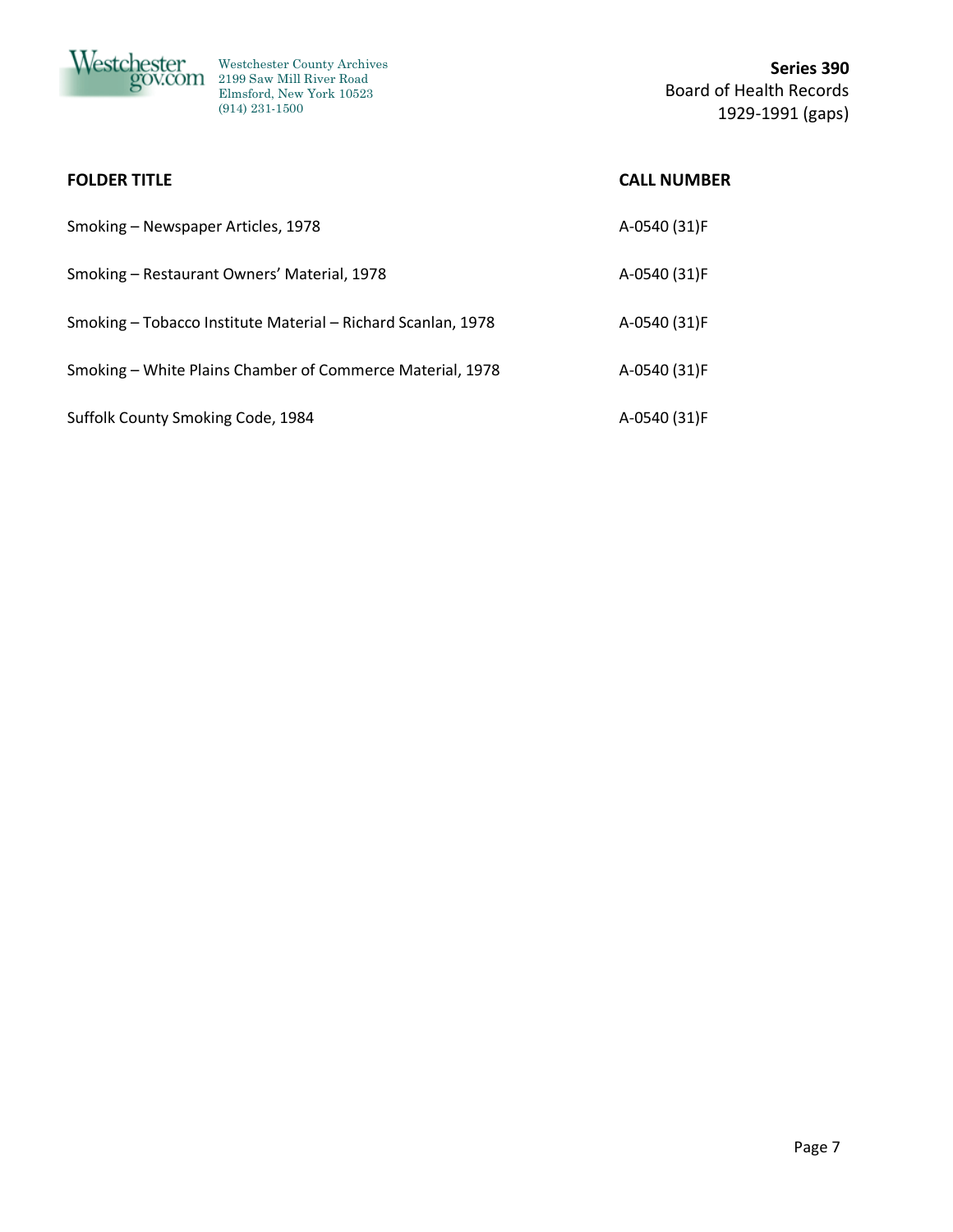| FOLDER TITLE | CALL NUMBER |
|---|---|
| Smoking – Newspaper Articles, 1978 | A-0540 (31)F |
| Smoking – Restaurant Owners' Material, 1978 | A-0540 (31)F |
| Smoking – Tobacco Institute Material – Richard Scanlan, 1978 | A-0540 (31)F |
| Smoking – White Plains Chamber of Commerce Material, 1978 | A-0540 (31)F |
| Suffolk County Smoking Code, 1984 | A-0540 (31)F |